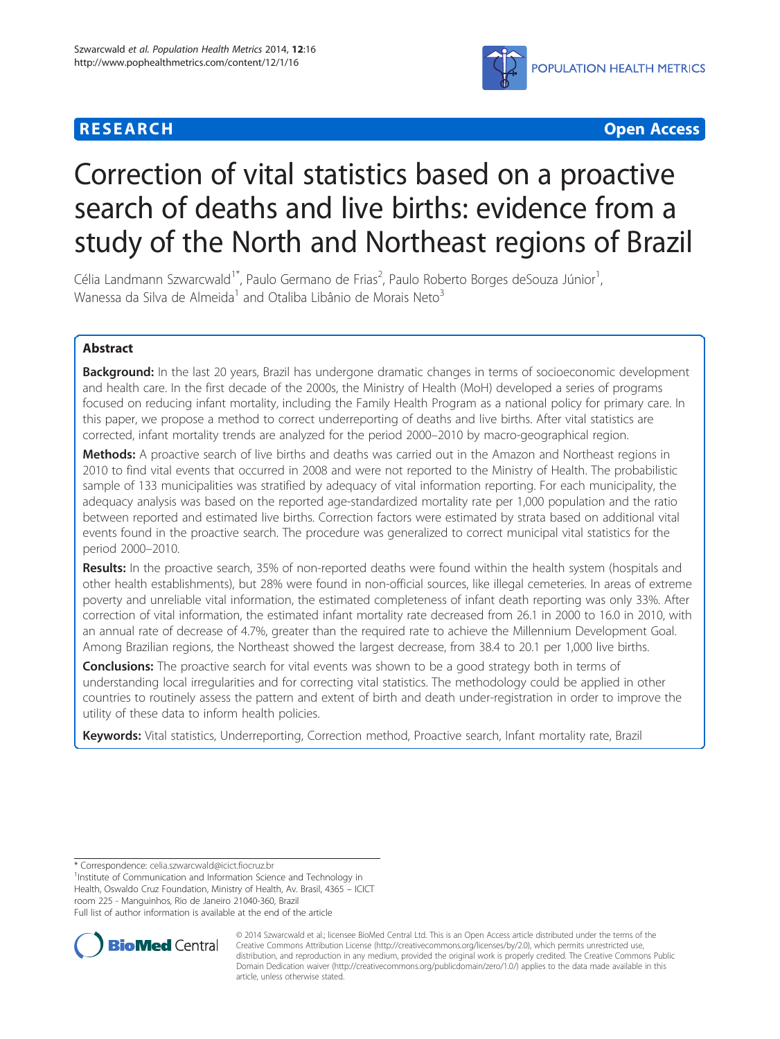**RESEARCH** **Open Access**

# Correction of vital statistics based on a proactive search of deaths and live births: evidence from a study of the North and Northeast regions of Brazil

Célia Landmann Szwarcwald[1*], Paulo Germano de Frias[2], Paulo Roberto Borges deSouza Júnior[1], Wanessa da Silva de Almeida[1] and Otaliba Libânio de Morais Neto[3]

## Abstract

**Background:** In the last 20 years, Brazil has undergone dramatic changes in terms of socioeconomic development and health care. In the first decade of the 2000s, the Ministry of Health (MoH) developed a series of programs focused on reducing infant mortality, including the Family Health Program as a national policy for primary care. In this paper, we propose a method to correct underreporting of deaths and live births. After vital statistics are corrected, infant mortality trends are analyzed for the period 2000–2010 by macro-geographical region.

**Methods:** A proactive search of live births and deaths was carried out in the Amazon and Northeast regions in 2010 to find vital events that occurred in 2008 and were not reported to the Ministry of Health. The probabilistic sample of 133 municipalities was stratified by adequacy of vital information reporting. For each municipality, the adequacy analysis was based on the reported age-standardized mortality rate per 1,000 population and the ratio between reported and estimated live births. Correction factors were estimated by strata based on additional vital events found in the proactive search. The procedure was generalized to correct municipal vital statistics for the period 2000–2010.

**Results:** In the proactive search, 35% of non-reported deaths were found within the health system (hospitals and other health establishments), but 28% were found in non-official sources, like illegal cemeteries. In areas of extreme poverty and unreliable vital information, the estimated completeness of infant death reporting was only 33%. After correction of vital information, the estimated infant mortality rate decreased from 26.1 in 2000 to 16.0 in 2010, with an annual rate of decrease of 4.7%, greater than the required rate to achieve the Millennium Development Goal. Among Brazilian regions, the Northeast showed the largest decrease, from 38.4 to 20.1 per 1,000 live births.

**Conclusions:** The proactive search for vital events was shown to be a good strategy both in terms of understanding local irregularities and for correcting vital statistics. The methodology could be applied in other countries to routinely assess the pattern and extent of birth and death under-registration in order to improve the utility of these data to inform health policies.

**Keywords:** Vital statistics, Underreporting, Correction method, Proactive search, Infant mortality rate, Brazil

---

\* Correspondence: celia.szwarcwald@icict.fiocruz.br
[1]Institute of Communication and Information Science and Technology in Health, Oswaldo Cruz Foundation, Ministry of Health, Av. Brasil, 4365 – ICICT room 225 - Manguinhos, Rio de Janeiro 21040-360, Brazil
Full list of author information is available at the end of the article

© 2014 Szwarcwald et al.; licensee BioMed Central Ltd. This is an Open Access article distributed under the terms of the Creative Commons Attribution License (http://creativecommons.org/licenses/by/2.0), which permits unrestricted use, distribution, and reproduction in any medium, provided the original work is properly credited. The Creative Commons Public Domain Dedication waiver (http://creativecommons.org/publicdomain/zero/1.0/) applies to the data made available in this article, unless otherwise stated.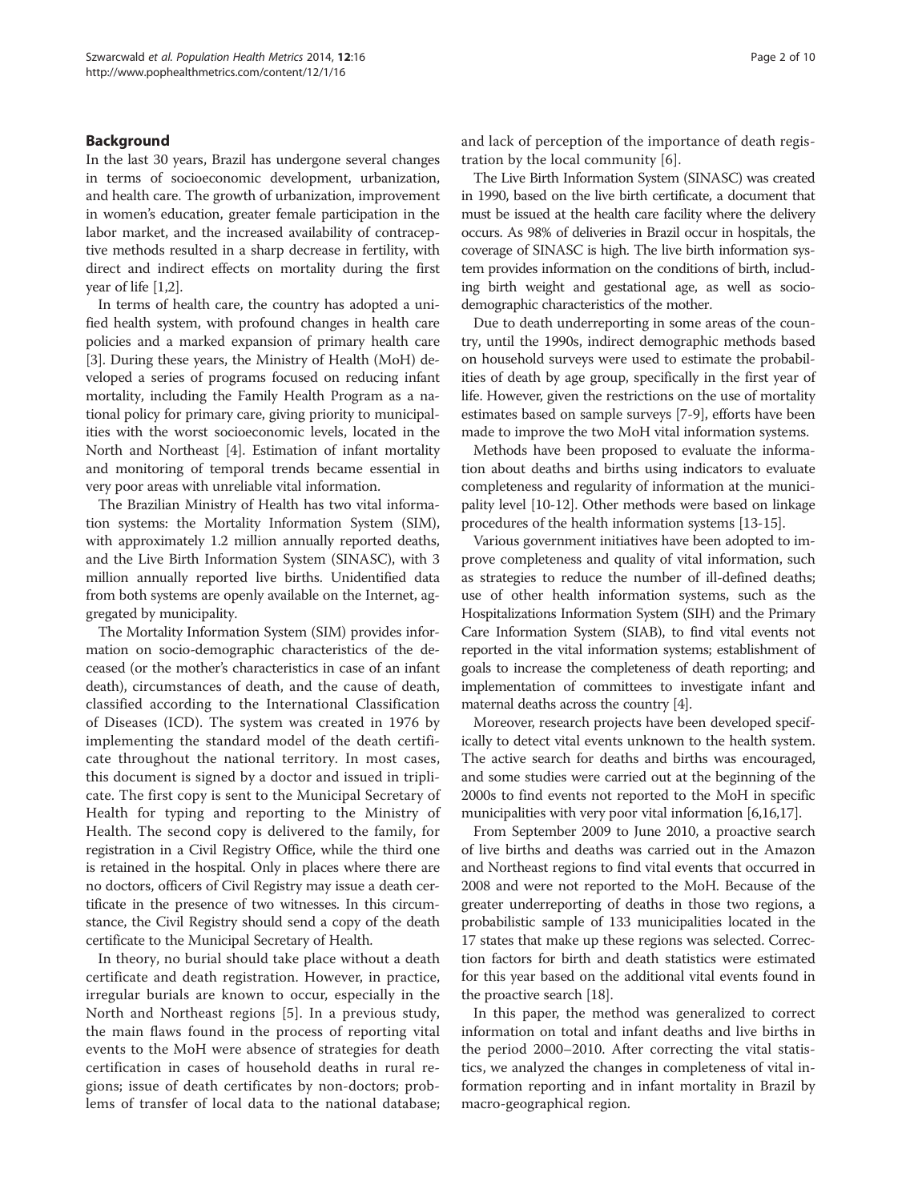## Background

In the last 30 years, Brazil has undergone several changes in terms of socioeconomic development, urbanization, and health care. The growth of urbanization, improvement in women's education, greater female participation in the labor market, and the increased availability of contraceptive methods resulted in a sharp decrease in fertility, with direct and indirect effects on mortality during the first year of life [1,2].

In terms of health care, the country has adopted a unified health system, with profound changes in health care policies and a marked expansion of primary health care [3]. During these years, the Ministry of Health (MoH) developed a series of programs focused on reducing infant mortality, including the Family Health Program as a national policy for primary care, giving priority to municipalities with the worst socioeconomic levels, located in the North and Northeast [4]. Estimation of infant mortality and monitoring of temporal trends became essential in very poor areas with unreliable vital information.

The Brazilian Ministry of Health has two vital information systems: the Mortality Information System (SIM), with approximately 1.2 million annually reported deaths, and the Live Birth Information System (SINASC), with 3 million annually reported live births. Unidentified data from both systems are openly available on the Internet, aggregated by municipality.

The Mortality Information System (SIM) provides information on socio-demographic characteristics of the deceased (or the mother's characteristics in case of an infant death), circumstances of death, and the cause of death, classified according to the International Classification of Diseases (ICD). The system was created in 1976 by implementing the standard model of the death certificate throughout the national territory. In most cases, this document is signed by a doctor and issued in triplicate. The first copy is sent to the Municipal Secretary of Health for typing and reporting to the Ministry of Health. The second copy is delivered to the family, for registration in a Civil Registry Office, while the third one is retained in the hospital. Only in places where there are no doctors, officers of Civil Registry may issue a death certificate in the presence of two witnesses. In this circumstance, the Civil Registry should send a copy of the death certificate to the Municipal Secretary of Health.

In theory, no burial should take place without a death certificate and death registration. However, in practice, irregular burials are known to occur, especially in the North and Northeast regions [5]. In a previous study, the main flaws found in the process of reporting vital events to the MoH were absence of strategies for death certification in cases of household deaths in rural regions; issue of death certificates by non-doctors; problems of transfer of local data to the national database; and lack of perception of the importance of death registration by the local community [6].

The Live Birth Information System (SINASC) was created in 1990, based on the live birth certificate, a document that must be issued at the health care facility where the delivery occurs. As 98% of deliveries in Brazil occur in hospitals, the coverage of SINASC is high. The live birth information system provides information on the conditions of birth, including birth weight and gestational age, as well as socio-demographic characteristics of the mother.

Due to death underreporting in some areas of the country, until the 1990s, indirect demographic methods based on household surveys were used to estimate the probabilities of death by age group, specifically in the first year of life. However, given the restrictions on the use of mortality estimates based on sample surveys [7-9], efforts have been made to improve the two MoH vital information systems.

Methods have been proposed to evaluate the information about deaths and births using indicators to evaluate completeness and regularity of information at the municipality level [10-12]. Other methods were based on linkage procedures of the health information systems [13-15].

Various government initiatives have been adopted to improve completeness and quality of vital information, such as strategies to reduce the number of ill-defined deaths; use of other health information systems, such as the Hospitalizations Information System (SIH) and the Primary Care Information System (SIAB), to find vital events not reported in the vital information systems; establishment of goals to increase the completeness of death reporting; and implementation of committees to investigate infant and maternal deaths across the country [4].

Moreover, research projects have been developed specifically to detect vital events unknown to the health system. The active search for deaths and births was encouraged, and some studies were carried out at the beginning of the 2000s to find events not reported to the MoH in specific municipalities with very poor vital information [6,16,17].

From September 2009 to June 2010, a proactive search of live births and deaths was carried out in the Amazon and Northeast regions to find vital events that occurred in 2008 and were not reported to the MoH. Because of the greater underreporting of deaths in those two regions, a probabilistic sample of 133 municipalities located in the 17 states that make up these regions was selected. Correction factors for birth and death statistics were estimated for this year based on the additional vital events found in the proactive search [18].

In this paper, the method was generalized to correct information on total and infant deaths and live births in the period 2000–2010. After correcting the vital statistics, we analyzed the changes in completeness of vital information reporting and in infant mortality in Brazil by macro-geographical region.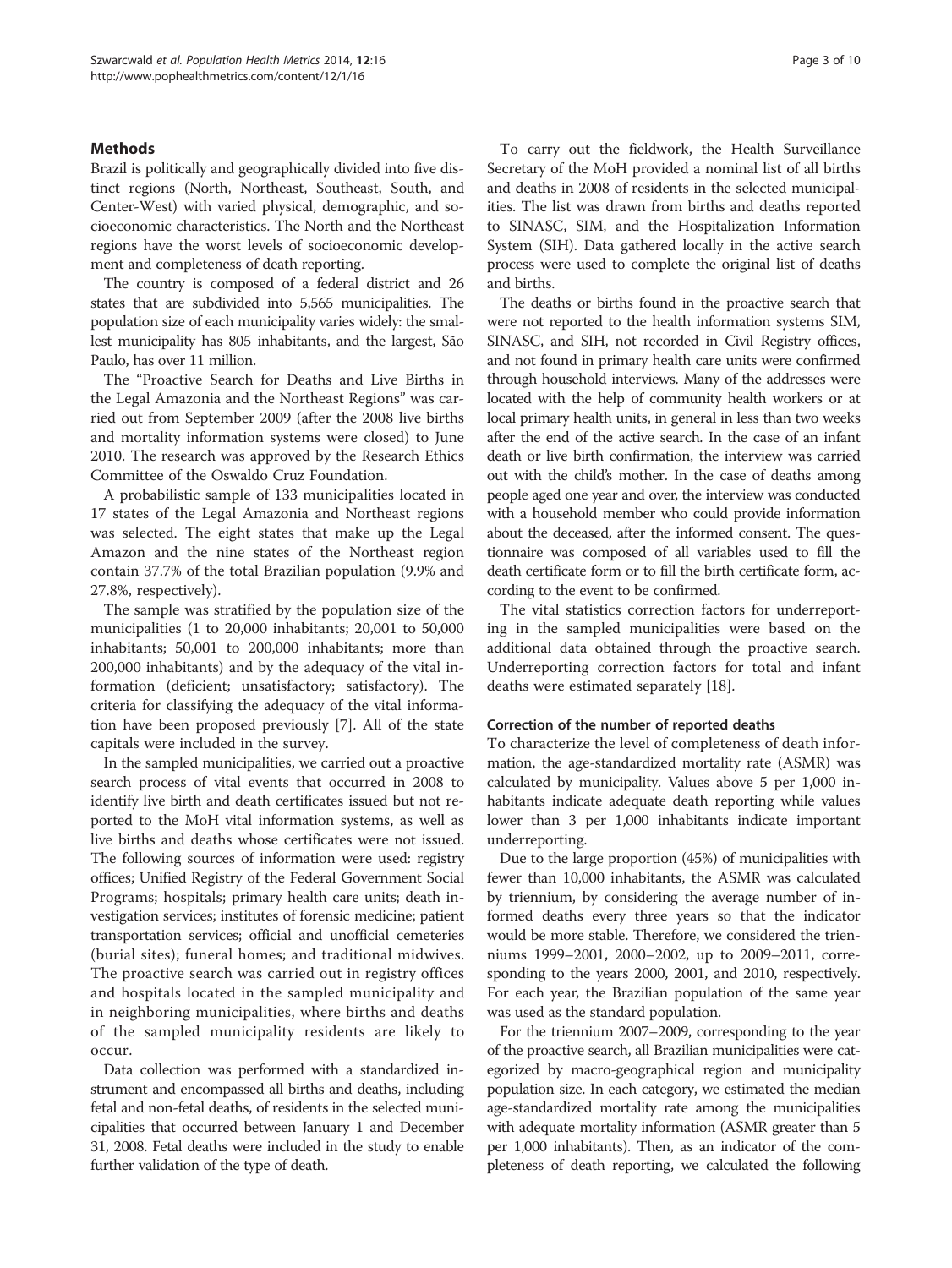## Methods

Brazil is politically and geographically divided into five distinct regions (North, Northeast, Southeast, South, and Center-West) with varied physical, demographic, and socioeconomic characteristics. The North and the Northeast regions have the worst levels of socioeconomic development and completeness of death reporting.

The country is composed of a federal district and 26 states that are subdivided into 5,565 municipalities. The population size of each municipality varies widely: the smallest municipality has 805 inhabitants, and the largest, São Paulo, has over 11 million.

The "Proactive Search for Deaths and Live Births in the Legal Amazonia and the Northeast Regions" was carried out from September 2009 (after the 2008 live births and mortality information systems were closed) to June 2010. The research was approved by the Research Ethics Committee of the Oswaldo Cruz Foundation.

A probabilistic sample of 133 municipalities located in 17 states of the Legal Amazonia and Northeast regions was selected. The eight states that make up the Legal Amazon and the nine states of the Northeast region contain 37.7% of the total Brazilian population (9.9% and 27.8%, respectively).

The sample was stratified by the population size of the municipalities (1 to 20,000 inhabitants; 20,001 to 50,000 inhabitants; 50,001 to 200,000 inhabitants; more than 200,000 inhabitants) and by the adequacy of the vital information (deficient; unsatisfactory; satisfactory). The criteria for classifying the adequacy of the vital information have been proposed previously [7]. All of the state capitals were included in the survey.

In the sampled municipalities, we carried out a proactive search process of vital events that occurred in 2008 to identify live birth and death certificates issued but not reported to the MoH vital information systems, as well as live births and deaths whose certificates were not issued. The following sources of information were used: registry offices; Unified Registry of the Federal Government Social Programs; hospitals; primary health care units; death investigation services; institutes of forensic medicine; patient transportation services; official and unofficial cemeteries (burial sites); funeral homes; and traditional midwives. The proactive search was carried out in registry offices and hospitals located in the sampled municipality and in neighboring municipalities, where births and deaths of the sampled municipality residents are likely to occur.

Data collection was performed with a standardized instrument and encompassed all births and deaths, including fetal and non-fetal deaths, of residents in the selected municipalities that occurred between January 1 and December 31, 2008. Fetal deaths were included in the study to enable further validation of the type of death.

To carry out the fieldwork, the Health Surveillance Secretary of the MoH provided a nominal list of all births and deaths in 2008 of residents in the selected municipalities. The list was drawn from births and deaths reported to SINASC, SIM, and the Hospitalization Information System (SIH). Data gathered locally in the active search process were used to complete the original list of deaths and births.

The deaths or births found in the proactive search that were not reported to the health information systems SIM, SINASC, and SIH, not recorded in Civil Registry offices, and not found in primary health care units were confirmed through household interviews. Many of the addresses were located with the help of community health workers or at local primary health units, in general in less than two weeks after the end of the active search. In the case of an infant death or live birth confirmation, the interview was carried out with the child's mother. In the case of deaths among people aged one year and over, the interview was conducted with a household member who could provide information about the deceased, after the informed consent. The questionnaire was composed of all variables used to fill the death certificate form or to fill the birth certificate form, according to the event to be confirmed.

The vital statistics correction factors for underreporting in the sampled municipalities were based on the additional data obtained through the proactive search. Underreporting correction factors for total and infant deaths were estimated separately [18].

### Correction of the number of reported deaths

To characterize the level of completeness of death information, the age-standardized mortality rate (ASMR) was calculated by municipality. Values above 5 per 1,000 inhabitants indicate adequate death reporting while values lower than 3 per 1,000 inhabitants indicate important underreporting.

Due to the large proportion (45%) of municipalities with fewer than 10,000 inhabitants, the ASMR was calculated by triennium, by considering the average number of informed deaths every three years so that the indicator would be more stable. Therefore, we considered the trienniums 1999–2001, 2000–2002, up to 2009–2011, corresponding to the years 2000, 2001, and 2010, respectively. For each year, the Brazilian population of the same year was used as the standard population.

For the triennium 2007–2009, corresponding to the year of the proactive search, all Brazilian municipalities were categorized by macro-geographical region and municipality population size. In each category, we estimated the median age-standardized mortality rate among the municipalities with adequate mortality information (ASMR greater than 5 per 1,000 inhabitants). Then, as an indicator of the completeness of death reporting, we calculated the following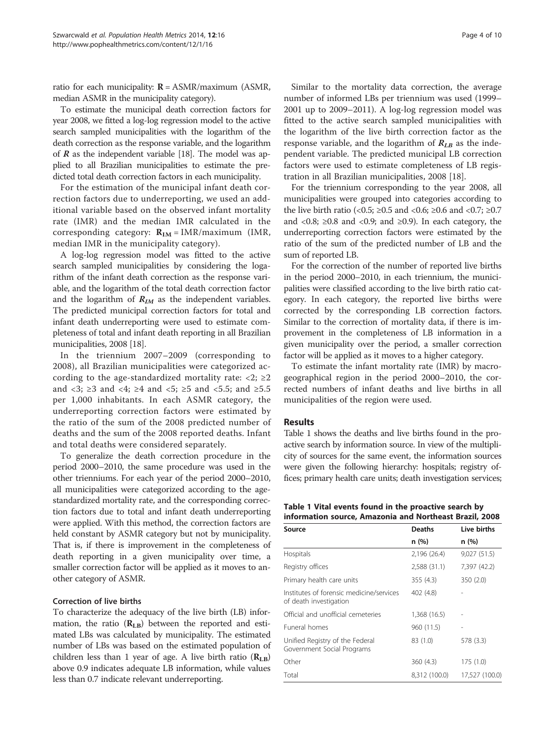ratio for each municipality: $\mathbf{R}$ = ASMR/maximum (ASMR, median ASMR in the municipality category).

To estimate the municipal death correction factors for year 2008, we fitted a log-log regression model to the active search sampled municipalities with the logarithm of the death correction as the response variable, and the logarithm of $\boldsymbol{R}$ as the independent variable [18]. The model was applied to all Brazilian municipalities to estimate the predicted total death correction factors in each municipality.

For the estimation of the municipal infant death correction factors due to underreporting, we used an additional variable based on the observed infant mortality rate (IMR) and the median IMR calculated in the corresponding category: $\mathbf{R_{IM}}$ = IMR/maximum (IMR, median IMR in the municipality category).

A log-log regression model was fitted to the active search sampled municipalities by considering the logarithm of the infant death correction as the response variable, and the logarithm of the total death correction factor and the logarithm of $\boldsymbol{R_{IM}}$ as the independent variables. The predicted municipal correction factors for total and infant death underreporting were used to estimate completeness of total and infant death reporting in all Brazilian municipalities, 2008 [18].

In the triennium 2007–2009 (corresponding to 2008), all Brazilian municipalities were categorized according to the age-standardized mortality rate: <2; ≥2 and <3; ≥3 and <4; ≥4 and <5; ≥5 and <5.5; and ≥5.5 per 1,000 inhabitants. In each ASMR category, the underreporting correction factors were estimated by the ratio of the sum of the 2008 predicted number of deaths and the sum of the 2008 reported deaths. Infant and total deaths were considered separately.

To generalize the death correction procedure in the period 2000–2010, the same procedure was used in the other trienniums. For each year of the period 2000–2010, all municipalities were categorized according to the age-standardized mortality rate, and the corresponding correction factors due to total and infant death underreporting were applied. With this method, the correction factors are held constant by ASMR category but not by municipality. That is, if there is improvement in the completeness of death reporting in a given municipality over time, a smaller correction factor will be applied as it moves to another category of ASMR.

### Correction of live births

To characterize the adequacy of the live birth (LB) information, the ratio ($\mathbf{R_{LB}}$) between the reported and estimated LBs was calculated by municipality. The estimated number of LBs was based on the estimated population of children less than 1 year of age. A live birth ratio ($\mathbf{R_{LB}}$) above 0.9 indicates adequate LB information, while values less than 0.7 indicate relevant underreporting.

Similar to the mortality data correction, the average number of informed LBs per triennium was used (1999–2001 up to 2009–2011). A log-log regression model was fitted to the active search sampled municipalities with the logarithm of the live birth correction factor as the response variable, and the logarithm of $\boldsymbol{R_{LB}}$ as the independent variable. The predicted municipal LB correction factors were used to estimate completeness of LB registration in all Brazilian municipalities, 2008 [18].

For the triennium corresponding to the year 2008, all municipalities were grouped into categories according to the live birth ratio (<0.5; ≥0.5 and <0.6; ≥0.6 and <0.7; ≥0.7 and <0.8; ≥0.8 and <0.9; and ≥0.9). In each category, the underreporting correction factors were estimated by the ratio of the sum of the predicted number of LB and the sum of reported LB.

For the correction of the number of reported live births in the period 2000–2010, in each triennium, the municipalities were classified according to the live birth ratio category. In each category, the reported live births were corrected by the corresponding LB correction factors. Similar to the correction of mortality data, if there is improvement in the completeness of LB information in a given municipality over the period, a smaller correction factor will be applied as it moves to a higher category.

To estimate the infant mortality rate (IMR) by macrogeographical region in the period 2000–2010, the corrected numbers of infant deaths and live births in all municipalities of the region were used.

## Results

Table 1 shows the deaths and live births found in the proactive search by information source. In view of the multiplicity of sources for the same event, the information sources were given the following hierarchy: hospitals; registry offices; primary health care units; death investigation services;

**Table 1 Vital events found in the proactive search by information source, Amazonia and Northeast Brazil, 2008**

| Source | Deaths | Live births |
|---|---|---|
| | n (%) | n (%) |
| Hospitals | 2,196 (26.4) | 9,027 (51.5) |
| Registry offices | 2,588 (31.1) | 7,397 (42.2) |
| Primary health care units | 355 (4.3) | 350 (2.0) |
| Institutes of forensic medicine/services of death investigation | 402 (4.8) | - |
| Official and unofficial cemeteries | 1,368 (16.5) | - |
| Funeral homes | 960 (11.5) | - |
| Unified Registry of the Federal Government Social Programs | 83 (1.0) | 578 (3.3) |
| Other | 360 (4.3) | 175 (1.0) |
| Total | 8,312 (100.0) | 17,527 (100.0) |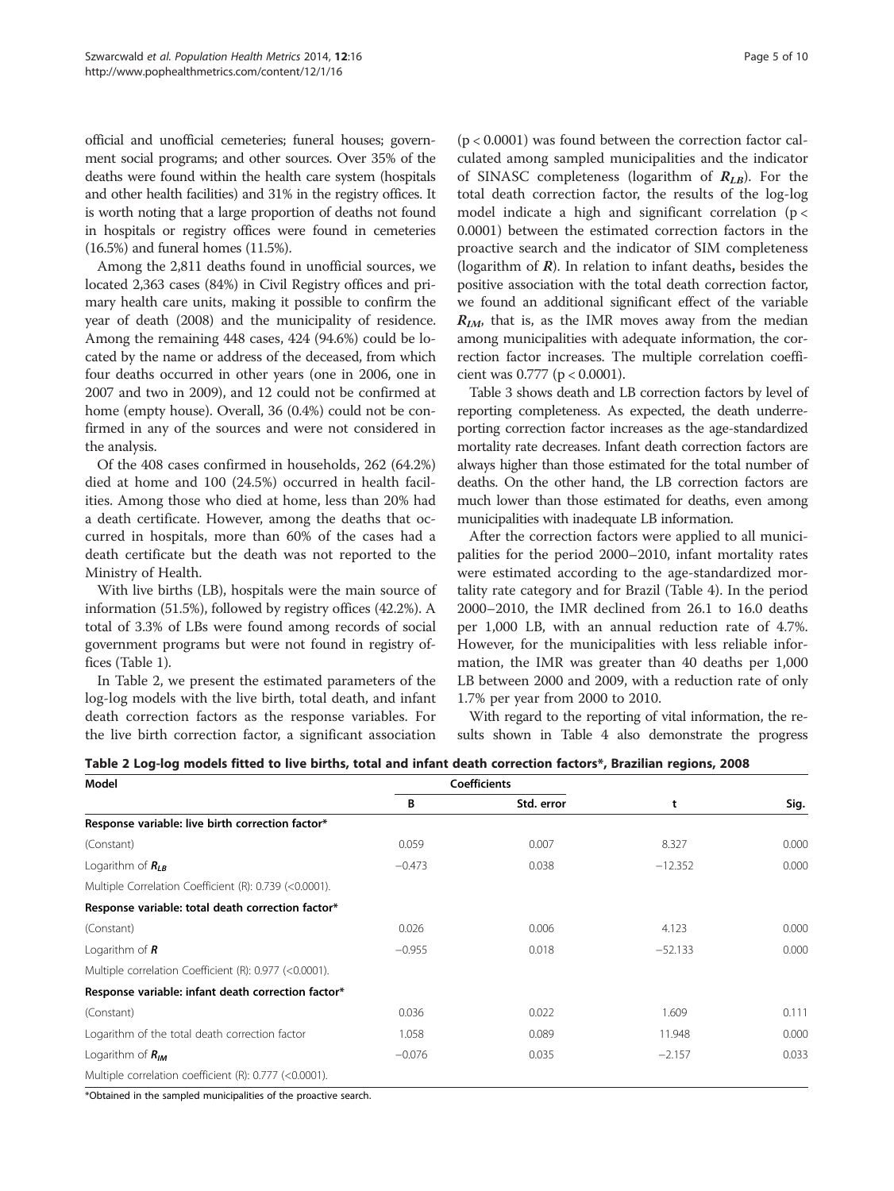official and unofficial cemeteries; funeral houses; government social programs; and other sources. Over 35% of the deaths were found within the health care system (hospitals and other health facilities) and 31% in the registry offices. It is worth noting that a large proportion of deaths not found in hospitals or registry offices were found in cemeteries (16.5%) and funeral homes (11.5%).

Among the 2,811 deaths found in unofficial sources, we located 2,363 cases (84%) in Civil Registry offices and primary health care units, making it possible to confirm the year of death (2008) and the municipality of residence. Among the remaining 448 cases, 424 (94.6%) could be located by the name or address of the deceased, from which four deaths occurred in other years (one in 2006, one in 2007 and two in 2009), and 12 could not be confirmed at home (empty house). Overall, 36 (0.4%) could not be confirmed in any of the sources and were not considered in the analysis.

Of the 408 cases confirmed in households, 262 (64.2%) died at home and 100 (24.5%) occurred in health facilities. Among those who died at home, less than 20% had a death certificate. However, among the deaths that occurred in hospitals, more than 60% of the cases had a death certificate but the death was not reported to the Ministry of Health.

With live births (LB), hospitals were the main source of information (51.5%), followed by registry offices (42.2%). A total of 3.3% of LBs were found among records of social government programs but were not found in registry offices (Table 1).

In Table 2, we present the estimated parameters of the log-log models with the live birth, total death, and infant death correction factors as the response variables. For the live birth correction factor, a significant association ($p < 0.0001$) was found between the correction factor calculated among sampled municipalities and the indicator of SINASC completeness (logarithm of $R_{LB}$). For the total death correction factor, the results of the log-log model indicate a high and significant correlation ($p < 0.0001$) between the estimated correction factors in the proactive search and the indicator of SIM completeness (logarithm of $R$). In relation to infant deaths**,** besides the positive association with the total death correction factor, we found an additional significant effect of the variable $R_{IM}$, that is, as the IMR moves away from the median among municipalities with adequate information, the correction factor increases. The multiple correlation coefficient was 0.777 ($p < 0.0001$).

Table 3 shows death and LB correction factors by level of reporting completeness. As expected, the death underreporting correction factor increases as the age-standardized mortality rate decreases. Infant death correction factors are always higher than those estimated for the total number of deaths. On the other hand, the LB correction factors are much lower than those estimated for deaths, even among municipalities with inadequate LB information.

After the correction factors were applied to all municipalities for the period 2000–2010, infant mortality rates were estimated according to the age-standardized mortality rate category and for Brazil (Table 4). In the period 2000–2010, the IMR declined from 26.1 to 16.0 deaths per 1,000 LB, with an annual reduction rate of 4.7%. However, for the municipalities with less reliable information, the IMR was greater than 40 deaths per 1,000 LB between 2000 and 2009, with a reduction rate of only 1.7% per year from 2000 to 2010.

With regard to the reporting of vital information, the results shown in Table 4 also demonstrate the progress

**Table 2 Log-log models fitted to live births, total and infant death correction factors\*, Brazilian regions, 2008**

| Model | Coefficients | | | |
|---|---|---|---|---|
| | B | Std. error | t | Sig. |
| **Response variable: live birth correction factor\*** | | | | |
| (Constant) | 0.059 | 0.007 | 8.327 | 0.000 |
| Logarithm of $R_{LB}$ | −0.473 | 0.038 | −12.352 | 0.000 |
| Multiple Correlation Coefficient (R): 0.739 (<0.0001). | | | | |
| **Response variable: total death correction factor\*** | | | | |
| (Constant) | 0.026 | 0.006 | 4.123 | 0.000 |
| Logarithm of $R$ | −0.955 | 0.018 | −52.133 | 0.000 |
| Multiple correlation Coefficient (R): 0.977 (<0.0001). | | | | |
| **Response variable: infant death correction factor\*** | | | | |
| (Constant) | 0.036 | 0.022 | 1.609 | 0.111 |
| Logarithm of the total death correction factor | 1.058 | 0.089 | 11.948 | 0.000 |
| Logarithm of $R_{IM}$ | −0.076 | 0.035 | −2.157 | 0.033 |
| Multiple correlation coefficient (R): 0.777 (<0.0001). | | | | |

\*Obtained in the sampled municipalities of the proactive search.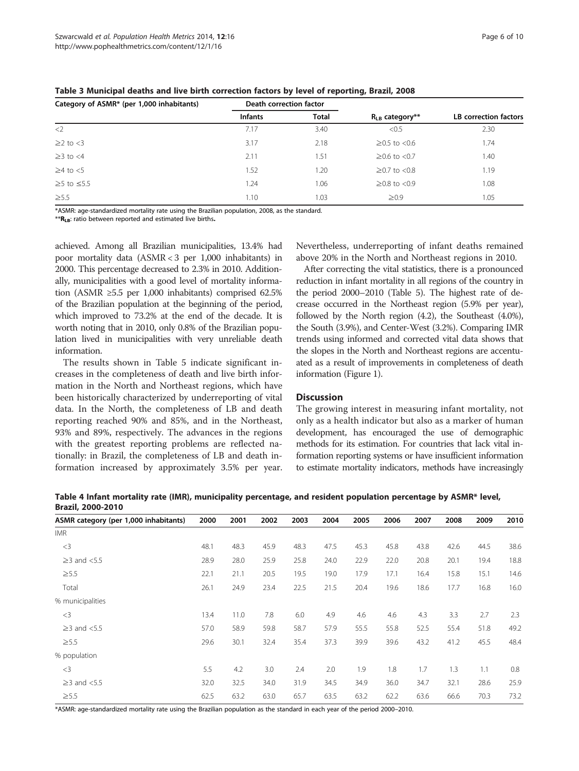**Table 3 Municipal deaths and live birth correction factors by level of reporting, Brazil, 2008**

| Category of ASMR* (per 1,000 inhabitants) | Death correction factor | | $R_{LB}$ category** | LB correction factors |
|---|---|---|---|---|
| | Infants | Total | | |
| <2 | 7.17 | 3.40 | <0.5 | 2.30 |
| ≥2 to <3 | 3.17 | 2.18 | ≥0.5 to <0.6 | 1.74 |
| ≥3 to <4 | 2.11 | 1.51 | ≥0.6 to <0.7 | 1.40 |
| ≥4 to <5 | 1.52 | 1.20 | ≥0.7 to <0.8 | 1.19 |
| ≥5 to ≤5.5 | 1.24 | 1.06 | ≥0.8 to <0.9 | 1.08 |
| ≥5.5 | 1.10 | 1.03 | ≥0.9 | 1.05 |

*ASMR: age-standardized mortality rate using the Brazilian population, 2008, as the standard.
**$R_{LB}$: ratio between reported and estimated live births.

achieved. Among all Brazilian municipalities, 13.4% had poor mortality data (ASMR < 3 per 1,000 inhabitants) in 2000. This percentage decreased to 2.3% in 2010. Additionally, municipalities with a good level of mortality information (ASMR ≥5.5 per 1,000 inhabitants) comprised 62.5% of the Brazilian population at the beginning of the period, which improved to 73.2% at the end of the decade. It is worth noting that in 2010, only 0.8% of the Brazilian population lived in municipalities with very unreliable death information.

The results shown in Table 5 indicate significant increases in the completeness of death and live birth information in the North and Northeast regions, which have been historically characterized by underreporting of vital data. In the North, the completeness of LB and death reporting reached 90% and 85%, and in the Northeast, 93% and 89%, respectively. The advances in the regions with the greatest reporting problems are reflected nationally: in Brazil, the completeness of LB and death information increased by approximately 3.5% per year. Nevertheless, underreporting of infant deaths remained above 20% in the North and Northeast regions in 2010.

After correcting the vital statistics, there is a pronounced reduction in infant mortality in all regions of the country in the period 2000–2010 (Table 5). The highest rate of decrease occurred in the Northeast region (5.9% per year), followed by the North region (4.2), the Southeast (4.0%), the South (3.9%), and Center-West (3.2%). Comparing IMR trends using informed and corrected vital data shows that the slopes in the North and Northeast regions are accentuated as a result of improvements in completeness of death information (Figure 1).

## Discussion

The growing interest in measuring infant mortality, not only as a health indicator but also as a marker of human development, has encouraged the use of demographic methods for its estimation. For countries that lack vital information reporting systems or have insufficient information to estimate mortality indicators, methods have increasingly

**Table 4 Infant mortality rate (IMR), municipality percentage, and resident population percentage by ASMR* level, Brazil, 2000-2010**

| ASMR category (per 1,000 inhabitants) | 2000 | 2001 | 2002 | 2003 | 2004 | 2005 | 2006 | 2007 | 2008 | 2009 | 2010 |
|---|---|---|---|---|---|---|---|---|---|---|---|
| IMR | | | | | | | | | | | |
| <3 | 48.1 | 48.3 | 45.9 | 48.3 | 47.5 | 45.3 | 45.8 | 43.8 | 42.6 | 44.5 | 38.6 |
| ≥3 and <5.5 | 28.9 | 28.0 | 25.9 | 25.8 | 24.0 | 22.9 | 22.0 | 20.8 | 20.1 | 19.4 | 18.8 |
| ≥5.5 | 22.1 | 21.1 | 20.5 | 19.5 | 19.0 | 17.9 | 17.1 | 16.4 | 15.8 | 15.1 | 14.6 |
| Total | 26.1 | 24.9 | 23.4 | 22.5 | 21.5 | 20.4 | 19.6 | 18.6 | 17.7 | 16.8 | 16.0 |
| % municipalities | | | | | | | | | | | |
| <3 | 13.4 | 11.0 | 7.8 | 6.0 | 4.9 | 4.6 | 4.6 | 4.3 | 3.3 | 2.7 | 2.3 |
| ≥3 and <5.5 | 57.0 | 58.9 | 59.8 | 58.7 | 57.9 | 55.5 | 55.8 | 52.5 | 55.4 | 51.8 | 49.2 |
| ≥5.5 | 29.6 | 30.1 | 32.4 | 35.4 | 37.3 | 39.9 | 39.6 | 43.2 | 41.2 | 45.5 | 48.4 |
| % population | | | | | | | | | | | |
| <3 | 5.5 | 4.2 | 3.0 | 2.4 | 2.0 | 1.9 | 1.8 | 1.7 | 1.3 | 1.1 | 0.8 |
| ≥3 and <5.5 | 32.0 | 32.5 | 34.0 | 31.9 | 34.5 | 34.9 | 36.0 | 34.7 | 32.1 | 28.6 | 25.9 |
| ≥5.5 | 62.5 | 63.2 | 63.0 | 65.7 | 63.5 | 63.2 | 62.2 | 63.6 | 66.6 | 70.3 | 73.2 |

*ASMR: age-standardized mortality rate using the Brazilian population as the standard in each year of the period 2000–2010.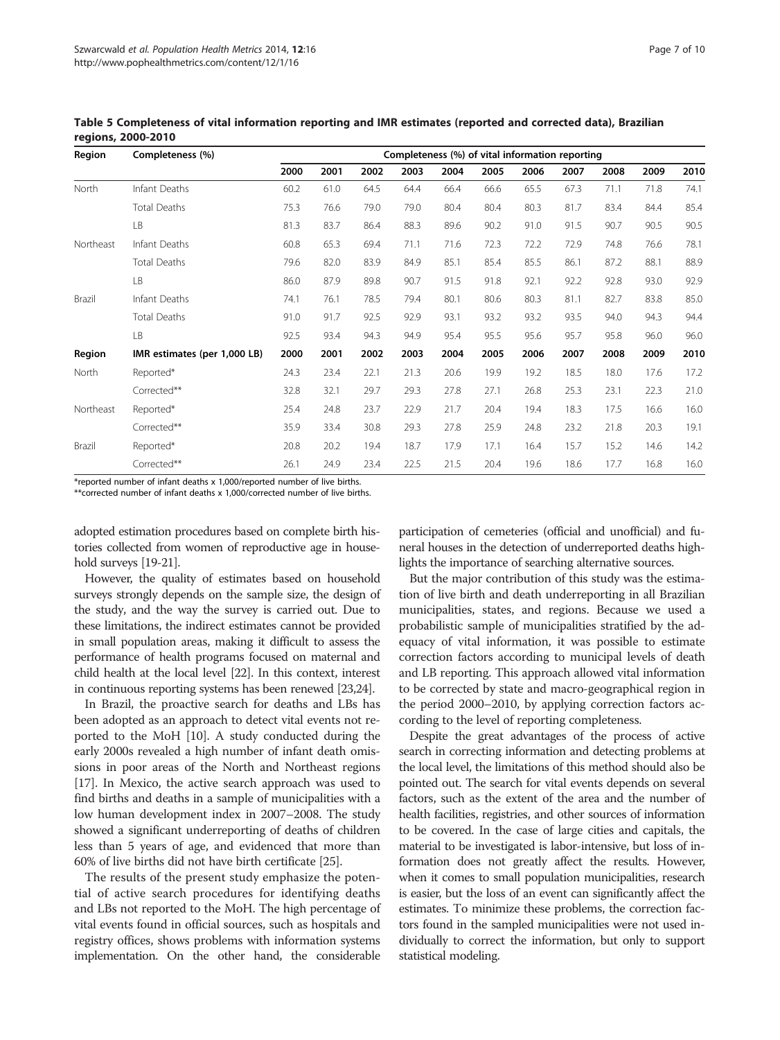**Table 5 Completeness of vital information reporting and IMR estimates (reported and corrected data), Brazilian regions, 2000-2010**

| Region | Completeness (%) | Completeness (%) of vital information reporting | | | | | | | | | | |
|---|---|---|---|---|---|---|---|---|---|---|---|---|
| | | 2000 | 2001 | 2002 | 2003 | 2004 | 2005 | 2006 | 2007 | 2008 | 2009 | 2010 |
| North | Infant Deaths | 60.2 | 61.0 | 64.5 | 64.4 | 66.4 | 66.6 | 65.5 | 67.3 | 71.1 | 71.8 | 74.1 |
| | Total Deaths | 75.3 | 76.6 | 79.0 | 79.0 | 80.4 | 80.4 | 80.3 | 81.7 | 83.4 | 84.4 | 85.4 |
| | LB | 81.3 | 83.7 | 86.4 | 88.3 | 89.6 | 90.2 | 91.0 | 91.5 | 90.7 | 90.5 | 90.5 |
| Northeast | Infant Deaths | 60.8 | 65.3 | 69.4 | 71.1 | 71.6 | 72.3 | 72.2 | 72.9 | 74.8 | 76.6 | 78.1 |
| | Total Deaths | 79.6 | 82.0 | 83.9 | 84.9 | 85.1 | 85.4 | 85.5 | 86.1 | 87.2 | 88.1 | 88.9 |
| | LB | 86.0 | 87.9 | 89.8 | 90.7 | 91.5 | 91.8 | 92.1 | 92.2 | 92.8 | 93.0 | 92.9 |
| Brazil | Infant Deaths | 74.1 | 76.1 | 78.5 | 79.4 | 80.1 | 80.6 | 80.3 | 81.1 | 82.7 | 83.8 | 85.0 |
| | Total Deaths | 91.0 | 91.7 | 92.5 | 92.9 | 93.1 | 93.2 | 93.2 | 93.5 | 94.0 | 94.3 | 94.4 |
| | LB | 92.5 | 93.4 | 94.3 | 94.9 | 95.4 | 95.5 | 95.6 | 95.7 | 95.8 | 96.0 | 96.0 |
| **Region** | **IMR estimates (per 1,000 LB)** | **2000** | **2001** | **2002** | **2003** | **2004** | **2005** | **2006** | **2007** | **2008** | **2009** | **2010** |
| North | Reported* | 24.3 | 23.4 | 22.1 | 21.3 | 20.6 | 19.9 | 19.2 | 18.5 | 18.0 | 17.6 | 17.2 |
| | Corrected** | 32.8 | 32.1 | 29.7 | 29.3 | 27.8 | 27.1 | 26.8 | 25.3 | 23.1 | 22.3 | 21.0 |
| Northeast | Reported* | 25.4 | 24.8 | 23.7 | 22.9 | 21.7 | 20.4 | 19.4 | 18.3 | 17.5 | 16.6 | 16.0 |
| | Corrected** | 35.9 | 33.4 | 30.8 | 29.3 | 27.8 | 25.9 | 24.8 | 23.2 | 21.8 | 20.3 | 19.1 |
| Brazil | Reported* | 20.8 | 20.2 | 19.4 | 18.7 | 17.9 | 17.1 | 16.4 | 15.7 | 15.2 | 14.6 | 14.2 |
| | Corrected** | 26.1 | 24.9 | 23.4 | 22.5 | 21.5 | 20.4 | 19.6 | 18.6 | 17.7 | 16.8 | 16.0 |

*reported number of infant deaths x 1,000/reported number of live births.
**corrected number of infant deaths x 1,000/corrected number of live births.

adopted estimation procedures based on complete birth histories collected from women of reproductive age in household surveys [19-21].

However, the quality of estimates based on household surveys strongly depends on the sample size, the design of the study, and the way the survey is carried out. Due to these limitations, the indirect estimates cannot be provided in small population areas, making it difficult to assess the performance of health programs focused on maternal and child health at the local level [22]. In this context, interest in continuous reporting systems has been renewed [23,24].

In Brazil, the proactive search for deaths and LBs has been adopted as an approach to detect vital events not reported to the MoH [10]. A study conducted during the early 2000s revealed a high number of infant death omissions in poor areas of the North and Northeast regions [17]. In Mexico, the active search approach was used to find births and deaths in a sample of municipalities with a low human development index in 2007–2008. The study showed a significant underreporting of deaths of children less than 5 years of age, and evidenced that more than 60% of live births did not have birth certificate [25].

The results of the present study emphasize the potential of active search procedures for identifying deaths and LBs not reported to the MoH. The high percentage of vital events found in official sources, such as hospitals and registry offices, shows problems with information systems implementation. On the other hand, the considerable participation of cemeteries (official and unofficial) and funeral houses in the detection of underreported deaths highlights the importance of searching alternative sources.

But the major contribution of this study was the estimation of live birth and death underreporting in all Brazilian municipalities, states, and regions. Because we used a probabilistic sample of municipalities stratified by the adequacy of vital information, it was possible to estimate correction factors according to municipal levels of death and LB reporting. This approach allowed vital information to be corrected by state and macro-geographical region in the period 2000–2010, by applying correction factors according to the level of reporting completeness.

Despite the great advantages of the process of active search in correcting information and detecting problems at the local level, the limitations of this method should also be pointed out. The search for vital events depends on several factors, such as the extent of the area and the number of health facilities, registries, and other sources of information to be covered. In the case of large cities and capitals, the material to be investigated is labor-intensive, but loss of information does not greatly affect the results. However, when it comes to small population municipalities, research is easier, but the loss of an event can significantly affect the estimates. To minimize these problems, the correction factors found in the sampled municipalities were not used individually to correct the information, but only to support statistical modeling.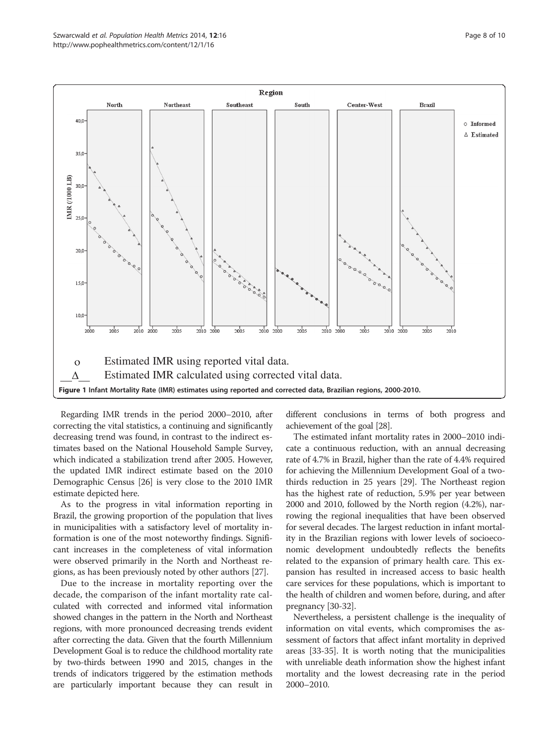o Estimated IMR using reported vital data.

Δ Estimated IMR calculated using corrected vital data.

**Figure 1** Infant Mortality Rate (IMR) estimates using reported and corrected data, Brazilian regions, 2000-2010.

Regarding IMR trends in the period 2000–2010, after correcting the vital statistics, a continuing and significantly decreasing trend was found, in contrast to the indirect estimates based on the National Household Sample Survey, which indicated a stabilization trend after 2005. However, the updated IMR indirect estimate based on the 2010 Demographic Census [26] is very close to the 2010 IMR estimate depicted here.

As to the progress in vital information reporting in Brazil, the growing proportion of the population that lives in municipalities with a satisfactory level of mortality information is one of the most noteworthy findings. Significant increases in the completeness of vital information were observed primarily in the North and Northeast regions, as has been previously noted by other authors [27].

Due to the increase in mortality reporting over the decade, the comparison of the infant mortality rate calculated with corrected and informed vital information showed changes in the pattern in the North and Northeast regions, with more pronounced decreasing trends evident after correcting the data. Given that the fourth Millennium Development Goal is to reduce the childhood mortality rate by two-thirds between 1990 and 2015, changes in the trends of indicators triggered by the estimation methods are particularly important because they can result in different conclusions in terms of both progress and achievement of the goal [28].

The estimated infant mortality rates in 2000–2010 indicate a continuous reduction, with an annual decreasing rate of 4.7% in Brazil, higher than the rate of 4.4% required for achieving the Millennium Development Goal of a two-thirds reduction in 25 years [29]. The Northeast region has the highest rate of reduction, 5.9% per year between 2000 and 2010, followed by the North region (4.2%), narrowing the regional inequalities that have been observed for several decades. The largest reduction in infant mortality in the Brazilian regions with lower levels of socioeconomic development undoubtedly reflects the benefits related to the expansion of primary health care. This expansion has resulted in increased access to basic health care services for these populations, which is important to the health of children and women before, during, and after pregnancy [30-32].

Nevertheless, a persistent challenge is the inequality of information on vital events, which compromises the assessment of factors that affect infant mortality in deprived areas [33-35]. It is worth noting that the municipalities with unreliable death information show the highest infant mortality and the lowest decreasing rate in the period 2000–2010.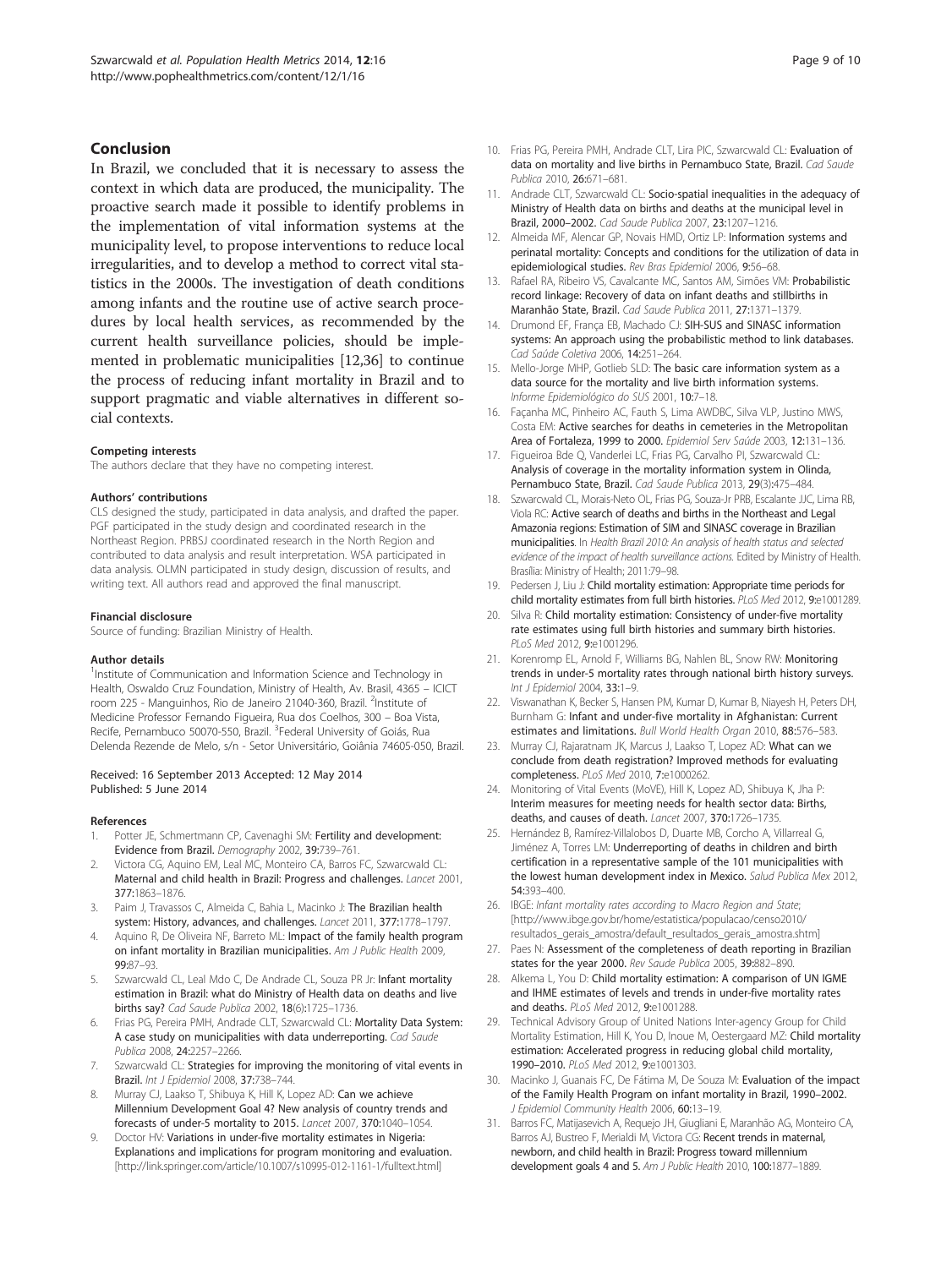## Conclusion

In Brazil, we concluded that it is necessary to assess the context in which data are produced, the municipality. The proactive search made it possible to identify problems in the implementation of vital information systems at the municipality level, to propose interventions to reduce local irregularities, and to develop a method to correct vital statistics in the 2000s. The investigation of death conditions among infants and the routine use of active search procedures by local health services, as recommended by the current health surveillance policies, should be implemented in problematic municipalities [12,36] to continue the process of reducing infant mortality in Brazil and to support pragmatic and viable alternatives in different social contexts.

#### Competing interests

The authors declare that they have no competing interest.

#### Authors' contributions

CLS designed the study, participated in data analysis, and drafted the paper. PGF participated in the study design and coordinated research in the Northeast Region. PRBSJ coordinated research in the North Region and contributed to data analysis and result interpretation. WSA participated in data analysis. OLMN participated in study design, discussion of results, and writing text. All authors read and approved the final manuscript.

#### Financial disclosure

Source of funding: Brazilian Ministry of Health.

#### Author details

[1]Institute of Communication and Information Science and Technology in Health, Oswaldo Cruz Foundation, Ministry of Health, Av. Brasil, 4365 – ICICT room 225 - Manguinhos, Rio de Janeiro 21040-360, Brazil. [2]Institute of Medicine Professor Fernando Figueira, Rua dos Coelhos, 300 – Boa Vista, Recife, Pernambuco 50070-550, Brazil. [3]Federal University of Goiás, Rua Delenda Rezende de Melo, s/n - Setor Universitário, Goiânia 74605-050, Brazil.

Received: 16 September 2013 Accepted: 12 May 2014
Published: 5 June 2014

#### References

1. Potter JE, Schmertmann CP, Cavenaghi SM: **Fertility and development: Evidence from Brazil.** *Demography* 2002, **39:**739–761.
2. Victora CG, Aquino EM, Leal MC, Monteiro CA, Barros FC, Szwarcwald CL: **Maternal and child health in Brazil: Progress and challenges.** *Lancet* 2001, **377:**1863–1876.
3. Paim J, Travassos C, Almeida C, Bahia L, Macinko J: **The Brazilian health system: History, advances, and challenges.** *Lancet* 2011, **377:**1778–1797.
4. Aquino R, De Oliveira NF, Barreto ML: **Impact of the family health program on infant mortality in Brazilian municipalities.** *Am J Public Health* 2009, **99:**87–93.
5. Szwarcwald CL, Leal Mdo C, De Andrade CL, Souza PR Jr: **Infant mortality estimation in Brazil: what do Ministry of Health data on deaths and live births say?** *Cad Saude Publica* 2002, **18(**6**):**1725–1736.
6. Frias PG, Pereira PMH, Andrade CLT, Szwarcwald CL: **Mortality Data System: A case study on municipalities with data underreporting.** *Cad Saude Publica* 2008, **24:**2257–2266.
7. Szwarcwald CL: **Strategies for improving the monitoring of vital events in Brazil.** *Int J Epidemiol* 2008, **37:**738–744.
8. Murray CJ, Laakso T, Shibuya K, Hill K, Lopez AD: **Can we achieve Millennium Development Goal 4? New analysis of country trends and forecasts of under-5 mortality to 2015.** *Lancet* 2007, **370:**1040–1054.
9. Doctor HV: **Variations in under-five mortality estimates in Nigeria: Explanations and implications for program monitoring and evaluation.** [http://link.springer.com/article/10.1007/s10995-012-1161-1/fulltext.html]
10. Frias PG, Pereira PMH, Andrade CLT, Lira PIC, Szwarcwald CL: **Evaluation of data on mortality and live births in Pernambuco State, Brazil.** *Cad Saude Publica* 2010, **26:**671–681.
11. Andrade CLT, Szwarcwald CL: **Socio-spatial inequalities in the adequacy of Ministry of Health data on births and deaths at the municipal level in Brazil, 2000–2002.** *Cad Saude Publica* 2007, **23:**1207–1216.
12. Almeida MF, Alencar GP, Novais HMD, Ortiz LP: **Information systems and perinatal mortality: Concepts and conditions for the utilization of data in epidemiological studies.** *Rev Bras Epidemiol* 2006, **9:**56–68.
13. Rafael RA, Ribeiro VS, Cavalcante MC, Santos AM, Simões VM: **Probabilistic record linkage: Recovery of data on infant deaths and stillbirths in Maranhão State, Brazil.** *Cad Saude Publica* 2011, **27:**1371–1379.
14. Drumond EF, França EB, Machado CJ: **SIH-SUS and SINASC information systems: An approach using the probabilistic method to link databases.** *Cad Saúde Coletiva* 2006, **14:**251–264.
15. Mello-Jorge MHP, Gotlieb SLD: **The basic care information system as a data source for the mortality and live birth information systems.** *Informe Epidemiológico do SUS* 2001, **10:**7–18.
16. Façanha MC, Pinheiro AC, Fauth S, Lima AWDBC, Silva VLP, Justino MWS, Costa EM: **Active searches for deaths in cemeteries in the Metropolitan Area of Fortaleza, 1999 to 2000.** *Epidemiol Serv Saúde* 2003, **12:**131–136.
17. Figueiroa Bde Q, Vanderlei LC, Frias PG, Carvalho PI, Szwarcwald CL: **Analysis of coverage in the mortality information system in Olinda, Pernambuco State, Brazil.** *Cad Saude Publica* 2013, **29(**3**):**475–484.
18. Szwarcwald CL, Morais-Neto OL, Frias PG, Souza-Jr PRB, Escalante JJC, Lima RB, Viola RC: **Active search of deaths and births in the Northeast and Legal Amazonia regions: Estimation of SIM and SINASC coverage in Brazilian municipalities.** In *Health Brazil 2010: An analysis of health status and selected evidence of the impact of health surveillance actions.* Edited by Ministry of Health. Brasília: Ministry of Health; 2011:79–98.
19. Pedersen J, Liu J: **Child mortality estimation: Appropriate time periods for child mortality estimates from full birth histories.** *PLoS Med* 2012, **9:**e1001289.
20. Silva R: **Child mortality estimation: Consistency of under-five mortality rate estimates using full birth histories and summary birth histories.** *PLoS Med* 2012, **9:**e1001296.
21. Korenromp EL, Arnold F, Williams BG, Nahlen BL, Snow RW: **Monitoring trends in under-5 mortality rates through national birth history surveys.** *Int J Epidemiol* 2004, **33:**1–9.
22. Viswanathan K, Becker S, Hansen PM, Kumar D, Kumar B, Niayesh H, Peters DH, Burnham G: **Infant and under-five mortality in Afghanistan: Current estimates and limitations.** *Bull World Health Organ* 2010, **88:**576–583.
23. Murray CJ, Rajaratnam JK, Marcus J, Laakso T, Lopez AD: **What can we conclude from death registration? Improved methods for evaluating completeness.** *PLoS Med* 2010, **7:**e1000262.
24. Monitoring of Vital Events (MoVE), Hill K, Lopez AD, Shibuya K, Jha P: **Interim measures for meeting needs for health sector data: Births, deaths, and causes of death.** *Lancet* 2007, **370:**1726–1735.
25. Hernández B, Ramírez-Villalobos D, Duarte MB, Corcho A, Villarreal G, Jiménez A, Torres LM: **Underreporting of deaths in children and birth certification in a representative sample of the 101 municipalities with the lowest human development index in Mexico.** *Salud Publica Mex* 2012, **54:**393–400.
26. IBGE: *Infant mortality rates according to Macro Region and State*; [http://www.ibge.gov.br/home/estatistica/populacao/censo2010/resultados_gerais_amostra/default_resultados_gerais_amostra.shtm]
27. Paes N: **Assessment of the completeness of death reporting in Brazilian states for the year 2000.** *Rev Saude Publica* 2005, **39:**882–890.
28. Alkema L, You D: **Child mortality estimation: A comparison of UN IGME and IHME estimates of levels and trends in under-five mortality rates and deaths.** *PLoS Med* 2012, **9:**e1001288.
29. Technical Advisory Group of United Nations Inter-agency Group for Child Mortality Estimation, Hill K, You D, Inoue M, Oestergaard MZ: **Child mortality estimation: Accelerated progress in reducing global child mortality, 1990–2010.** *PLoS Med* 2012, **9:**e1001303.
30. Macinko J, Guanais FC, De Fátima M, De Souza M: **Evaluation of the impact of the Family Health Program on infant mortality in Brazil, 1990–2002.** *J Epidemiol Community Health* 2006, **60:**13–19.
31. Barros FC, Matijasevich A, Requejo JH, Giugliani E, Maranhão AG, Monteiro CA, Barros AJ, Bustreo F, Merialdi M, Victora CG: **Recent trends in maternal, newborn, and child health in Brazil: Progress toward millennium development goals 4 and 5.** *Am J Public Health* 2010, **100:**1877–1889.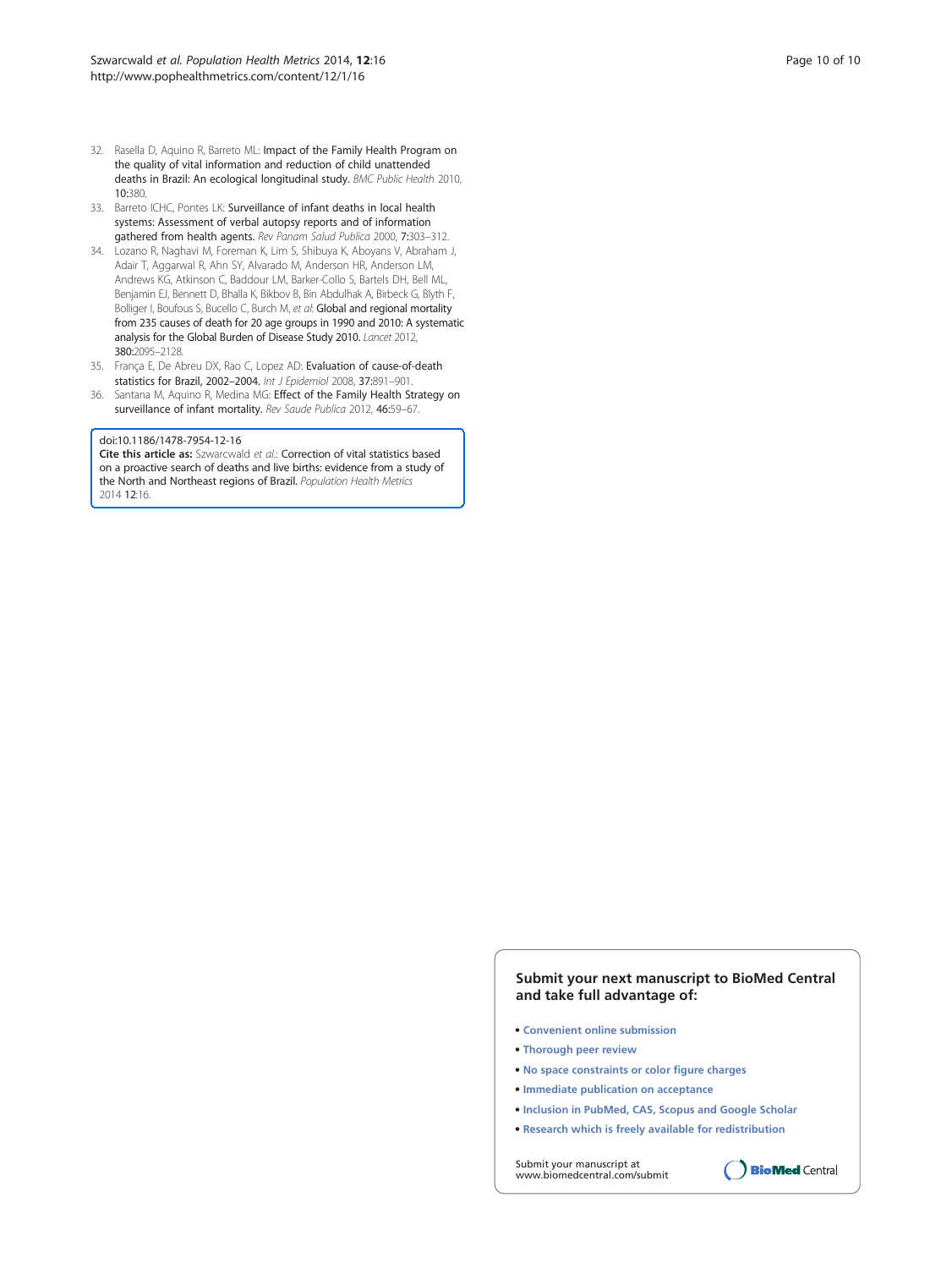32. Rasella D, Aquino R, Barreto ML: Impact of the Family Health Program on the quality of vital information and reduction of child unattended deaths in Brazil: An ecological longitudinal study. *BMC Public Health* 2010, **10:**380.
33. Barreto ICHC, Pontes LK: Surveillance of infant deaths in local health systems: Assessment of verbal autopsy reports and of information gathered from health agents. *Rev Panam Salud Publica* 2000, **7:**303–312.
34. Lozano R, Naghavi M, Foreman K, Lim S, Shibuya K, Aboyans V, Abraham J, Adair T, Aggarwal R, Ahn SY, Alvarado M, Anderson HR, Anderson LM, Andrews KG, Atkinson C, Baddour LM, Barker-Collo S, Bartels DH, Bell ML, Benjamin EJ, Bennett D, Bhalla K, Bikbov B, Bin Abdulhak A, Birbeck G, Blyth F, Bolliger I, Boufous S, Bucello C, Burch M, *et al*: Global and regional mortality from 235 causes of death for 20 age groups in 1990 and 2010: A systematic analysis for the Global Burden of Disease Study 2010. *Lancet* 2012, **380:**2095–2128.
35. França E, De Abreu DX, Rao C, Lopez AD: Evaluation of cause-of-death statistics for Brazil, 2002–2004. *Int J Epidemiol* 2008, **37:**891–901.
36. Santana M, Aquino R, Medina MG: Effect of the Family Health Strategy on surveillance of infant mortality. *Rev Saude Publica* 2012, **46:**59–67.

doi:10.1186/1478-7954-12-16
**Cite this article as:** Szwarcwald *et al.*: Correction of vital statistics based on a proactive search of deaths and live births: evidence from a study of the North and Northeast regions of Brazil. *Population Health Metrics* 2014 **12**:16.

**Submit your next manuscript to BioMed Central and take full advantage of:**

- **Convenient online submission**
- **Thorough peer review**
- **No space constraints or color figure charges**
- **Immediate publication on acceptance**
- **Inclusion in PubMed, CAS, Scopus and Google Scholar**
- **Research which is freely available for redistribution**

Submit your manuscript at
www.biomedcentral.com/submit

BioMed Central